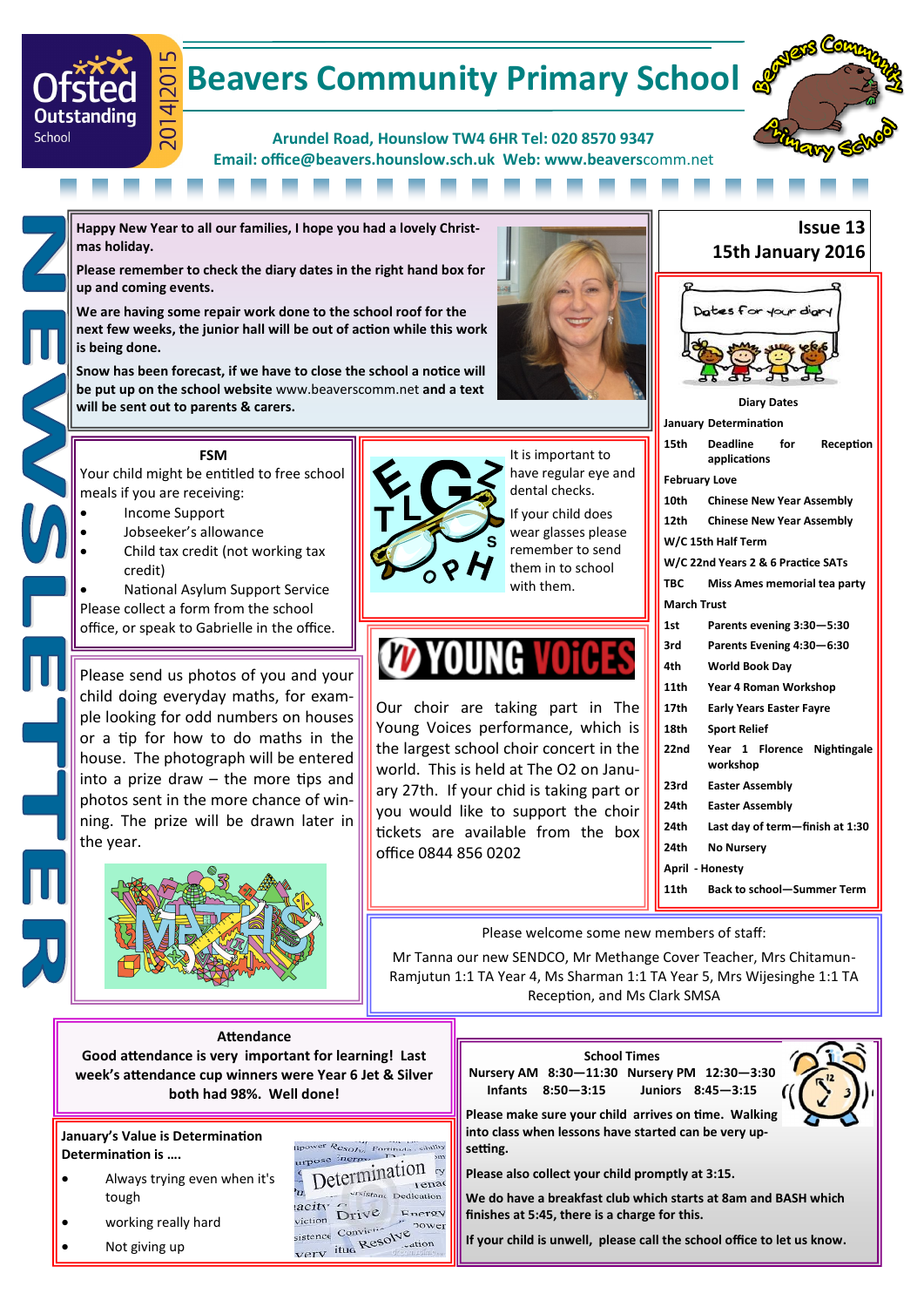# Beavers Community Primary School

Arundel Road, Hounslow TW4 6HR Tel: 020 8570 9347
Email: office@beavers.hounslow.sch.uk Web: www.beaverscomm.net

Ofsted Outstanding School 2014|2015

NEWSLETTER

**Issue 13**
**15th January 2016**

**Happy New Year to all our families, I hope you had a lovely Christmas holiday.**

**Please remember to check the diary dates in the right hand box for up and coming events.**

**We are having some repair work done to the school roof for the next few weeks, the junior hall will be out of action while this work is being done.**

**Snow has been forecast, if we have to close the school a notice will be put up on the school website** www.beaverscomm.net **and a text will be sent out to parents & carers.**

## FSM

Your child might be entitled to free school meals if you are receiving:

- Income Support
- Jobseeker's allowance
- Child tax credit (not working tax credit)
- National Asylum Support Service

Please collect a form from the school office, or speak to Gabrielle in the office.

It is important to have regular eye and dental checks.

If your child does wear glasses please remember to send them in to school with them.

Please send us photos of you and your child doing everyday maths, for example looking for odd numbers on houses or a tip for how to do maths in the house. The photograph will be entered into a prize draw – the more tips and photos sent in the more chance of winning. The prize will be drawn later in the year.

## YOUNG VOiCES

Our choir are taking part in The Young Voices performance, which is the largest school choir concert in the world. This is held at The O2 on January 27th. If your child is taking part or you would like to support the choir tickets are available from the box office 0844 856 0202

## Dates for your diary

**Diary Dates**

**January Determination**

| | |
|---|---|
| **15th** | **Deadline for Reception applications** |

**February Love**

| | |
|---|---|
| **10th** | **Chinese New Year Assembly** |
| **12th** | **Chinese New Year Assembly** |
| **W/C 15th Half Term** | |
| **W/C 22nd Years 2 & 6 Practice SATs** | |
| **TBC** | **Miss Ames memorial tea party** |

**March Trust**

| | |
|---|---|
| **1st** | **Parents evening 3:30—5:30** |
| **3rd** | **Parents Evening 4:30—6:30** |
| **4th** | **World Book Day** |
| **11th** | **Year 4 Roman Workshop** |
| **17th** | **Early Years Easter Fayre** |
| **18th** | **Sport Relief** |
| **22nd** | **Year 1 Florence Nightingale workshop** |
| **23rd** | **Easter Assembly** |
| **24th** | **Easter Assembly** |
| **24th** | **Last day of term—finish at 1:30** |
| **24th** | **No Nursery** |

**April - Honesty**

| | |
|---|---|
| **11th** | **Back to school—Summer Term** |

Please welcome some new members of staff:

Mr Tanna our new SENDCO, Mr Methange Cover Teacher, Mrs Chitamun-Ramjutun 1:1 TA Year 4, Ms Sharman 1:1 TA Year 5, Mrs Wijesinghe 1:1 TA Reception, and Ms Clark SMSA

## Attendance

**Good attendance is very important for learning! Last week's attendance cup winners were Year 6 Jet & Silver both had 98%. Well done!**

**January's Value is Determination**
**Determination is ….**

- Always trying even when it's tough
- working really hard
- Not giving up

## School Times

**Nursery AM 8:30—11:30 Nursery PM 12:30—3:30**
**Infants 8:50—3:15 Juniors 8:45—3:15**

**Please make sure your child arrives on time. Walking into class when lessons have started can be very upsetting.**

**Please also collect your child promptly at 3:15.**

**We do have a breakfast club which starts at 8am and BASH which finishes at 5:45, there is a charge for this.**

**If your child is unwell, please call the school office to let us know.**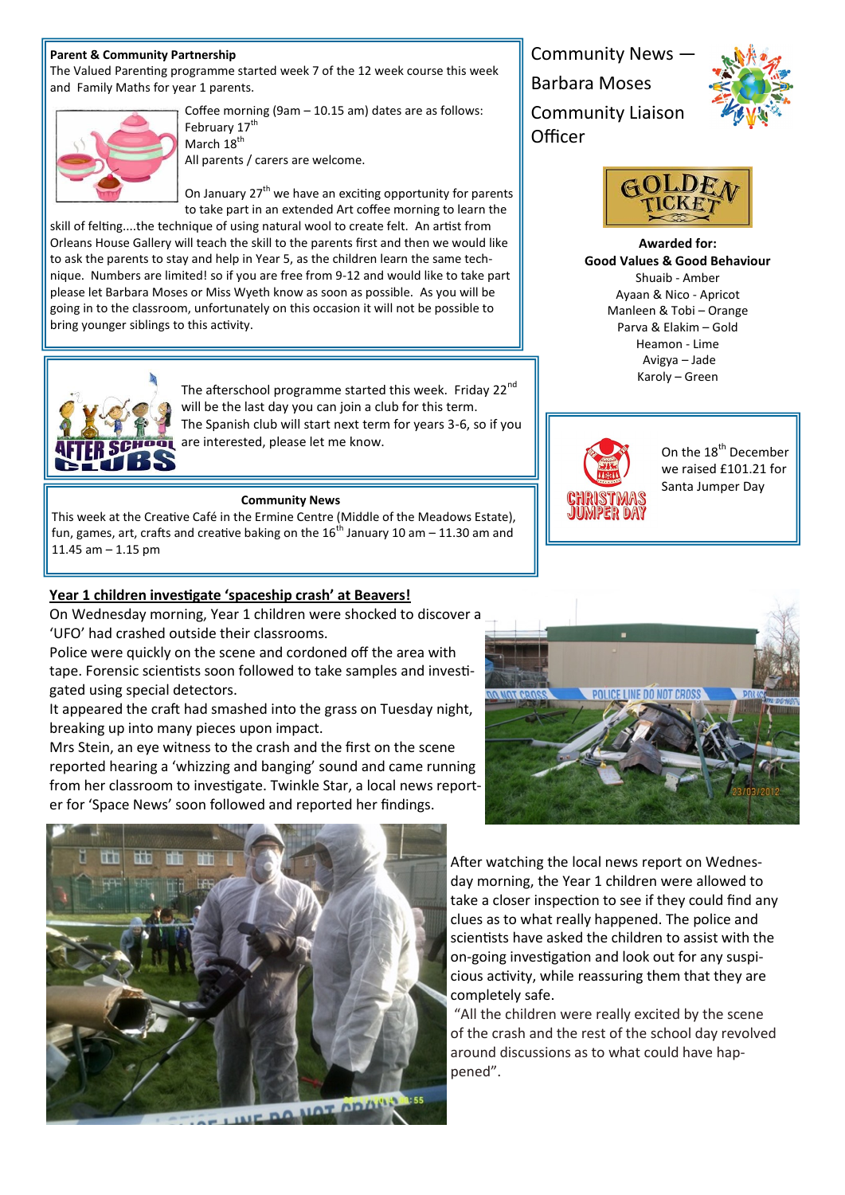**Parent & Community Partnership**

The Valued Parenting programme started week 7 of the 12 week course this week and Family Maths for year 1 parents.

Coffee morning (9am – 10.15 am) dates are as follows:
February 17th
March 18th
All parents / carers are welcome.

On January 27th we have an exciting opportunity for parents to take part in an extended Art coffee morning to learn the skill of felting....the technique of using natural wool to create felt. An artist from Orleans House Gallery will teach the skill to the parents first and then we would like to ask the parents to stay and help in Year 5, as the children learn the same technique. Numbers are limited! so if you are free from 9-12 and would like to take part please let Barbara Moses or Miss Wyeth know as soon as possible. As you will be going in to the classroom, unfortunately on this occasion it will not be possible to bring younger siblings to this activity.

## Community News — Barbara Moses Community Liaison Officer

GOLDEN TICKET

**Awarded for:**
**Good Values & Good Behaviour**

Shuaib - Amber
Ayaan & Nico - Apricot
Manleen & Tobi – Orange
Parva & Elakim – Gold
Heamon - Lime
Avigya – Jade
Karoly – Green

AFTER SCHOOL CLUBS

The afterschool programme started this week. Friday 22nd will be the last day you can join a club for this term. The Spanish club will start next term for years 3-6, so if you are interested, please let me know.

CHRISTMAS JUMPER DAY

On the 18th December we raised £101.21 for Santa Jumper Day

**Community News**

This week at the Creative Café in the Ermine Centre (Middle of the Meadows Estate), fun, games, art, crafts and creative baking on the 16th January 10 am – 11.30 am and 11.45 am – 1.15 pm

## Year 1 children investigate 'spaceship crash' at Beavers!

On Wednesday morning, Year 1 children were shocked to discover a 'UFO' had crashed outside their classrooms.

Police were quickly on the scene and cordoned off the area with tape. Forensic scientists soon followed to take samples and investigated using special detectors.

It appeared the craft had smashed into the grass on Tuesday night, breaking up into many pieces upon impact.

Mrs Stein, an eye witness to the crash and the first on the scene reported hearing a 'whizzing and banging' sound and came running from her classroom to investigate. Twinkle Star, a local news reporter for 'Space News' soon followed and reported her findings.

After watching the local news report on Wednesday morning, the Year 1 children were allowed to take a closer inspection to see if they could find any clues as to what really happened. The police and scientists have asked the children to assist with the on-going investigation and look out for any suspicious activity, while reassuring them that they are completely safe.

"All the children were really excited by the scene of the crash and the rest of the school day revolved around discussions as to what could have happened".